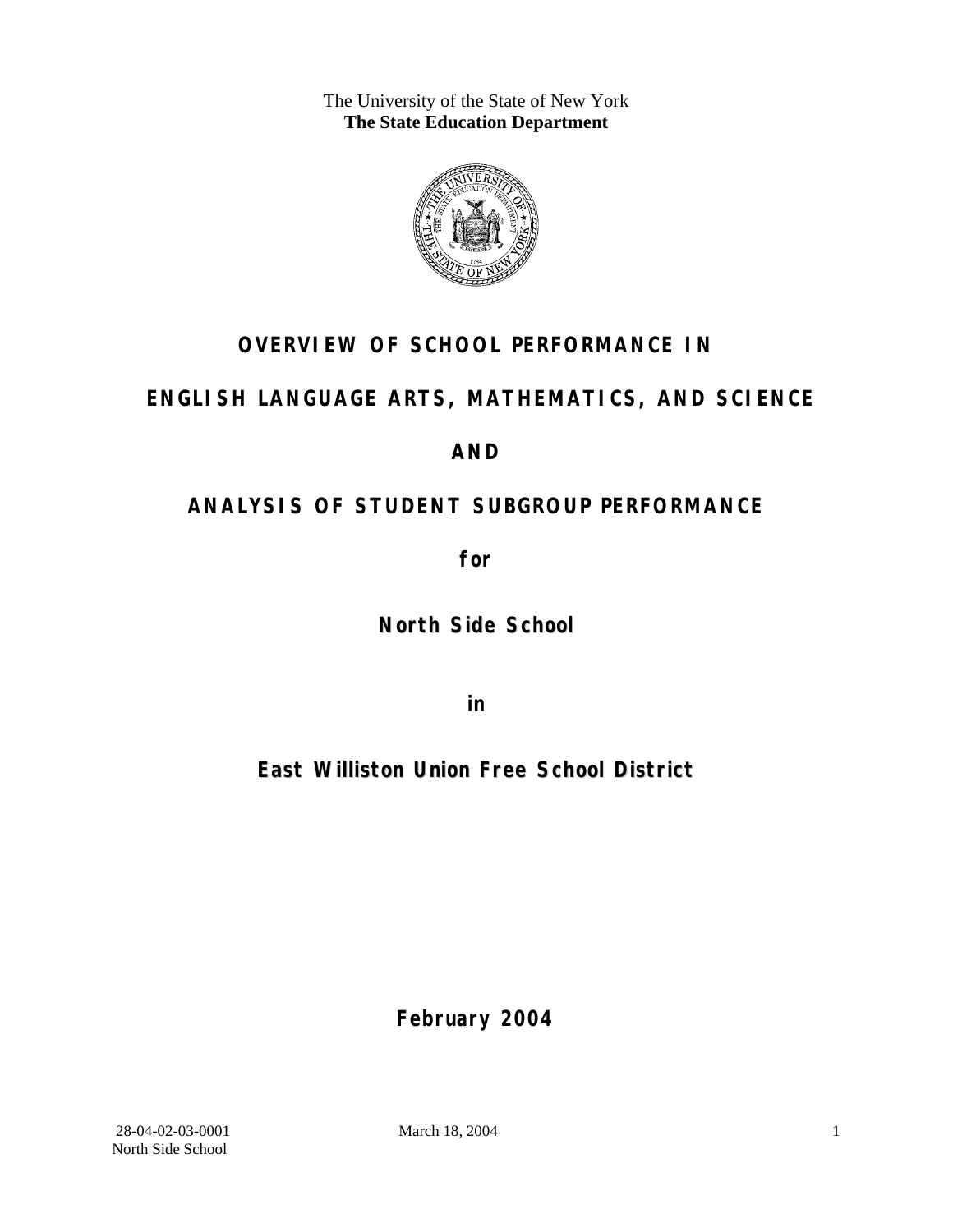The University of the State of New York
**The State Education Department**

# OVERVIEW OF SCHOOL PERFORMANCE IN

# ENGLISH LANGUAGE ARTS, MATHEMATICS, AND SCIENCE

# AND

# ANALYSIS OF STUDENT SUBGROUP PERFORMANCE

**for**

## North Side School

**in**

## East Williston Union Free School District

**February 2004**

28-04-02-03-0001 March 18, 2004
North Side School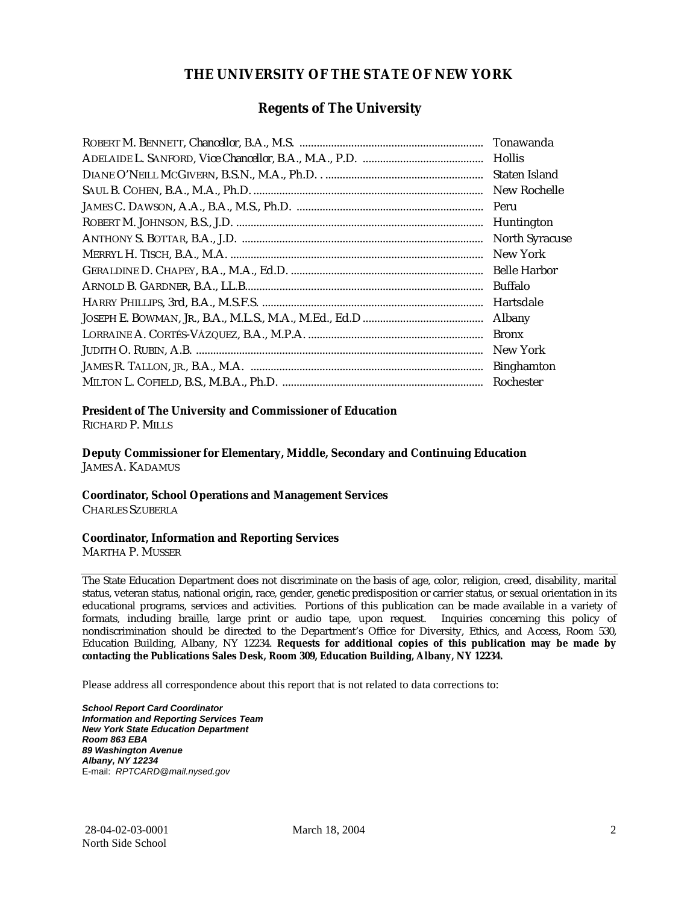# THE UNIVERSITY OF THE STATE OF NEW YORK

## Regents of The University

| | |
|---|---|
| ROBERT M. BENNETT, *Chancellor*, B.A., M.S. | Tonawanda |
| ADELAIDE L. SANFORD, *Vice Chancellor*, B.A., M.A., P.D. | Hollis |
| DIANE O'NEILL MCGIVERN, B.S.N., M.A., Ph.D. | Staten Island |
| SAUL B. COHEN, B.A., M.A., Ph.D. | New Rochelle |
| JAMES C. DAWSON, A.A., B.A., M.S., Ph.D. | Peru |
| ROBERT M. JOHNSON, B.S., J.D. | Huntington |
| ANTHONY S. BOTTAR, B.A., J.D. | North Syracuse |
| MERRYL H. TISCH, B.A., M.A. | New York |
| GERALDINE D. CHAPEY, B.A., M.A., Ed.D. | Belle Harbor |
| ARNOLD B. GARDNER, B.A., LL.B. | Buffalo |
| HARRY PHILLIPS, 3rd, B.A., M.S.F.S. | Hartsdale |
| JOSEPH E. BOWMAN, JR., B.A., M.L.S., M.A., M.Ed., Ed.D | Albany |
| LORRAINE A. CORTÉS-VÁZQUEZ, B.A., M.P.A. | Bronx |
| JUDITH O. RUBIN, A.B. | New York |
| JAMES R. TALLON, JR., B.A., M.A. | Binghamton |
| MILTON L. COFIELD, B.S., M.B.A., Ph.D. | Rochester |

**President of The University and Commissioner of Education**
RICHARD P. MILLS

**Deputy Commissioner for Elementary, Middle, Secondary and Continuing Education**
JAMES A. KADAMUS

**Coordinator, School Operations and Management Services**
CHARLES SZUBERLA

**Coordinator, Information and Reporting Services**
MARTHA P. MUSSER

---

The State Education Department does not discriminate on the basis of age, color, religion, creed, disability, marital status, veteran status, national origin, race, gender, genetic predisposition or carrier status, or sexual orientation in its educational programs, services and activities. Portions of this publication can be made available in a variety of formats, including braille, large print or audio tape, upon request. Inquiries concerning this policy of nondiscrimination should be directed to the Department's Office for Diversity, Ethics, and Access, Room 530, Education Building, Albany, NY 12234. **Requests for additional copies of this publication may be made by contacting the Publications Sales Desk, Room 309, Education Building, Albany, NY 12234.**

Please address all correspondence about this report that is not related to data corrections to:

***School Report Card Coordinator***
***Information and Reporting Services Team***
***New York State Education Department***
***Room 863 EBA***
***89 Washington Avenue***
***Albany, NY 12234***
E-mail: *RPTCARD@mail.nysed.gov*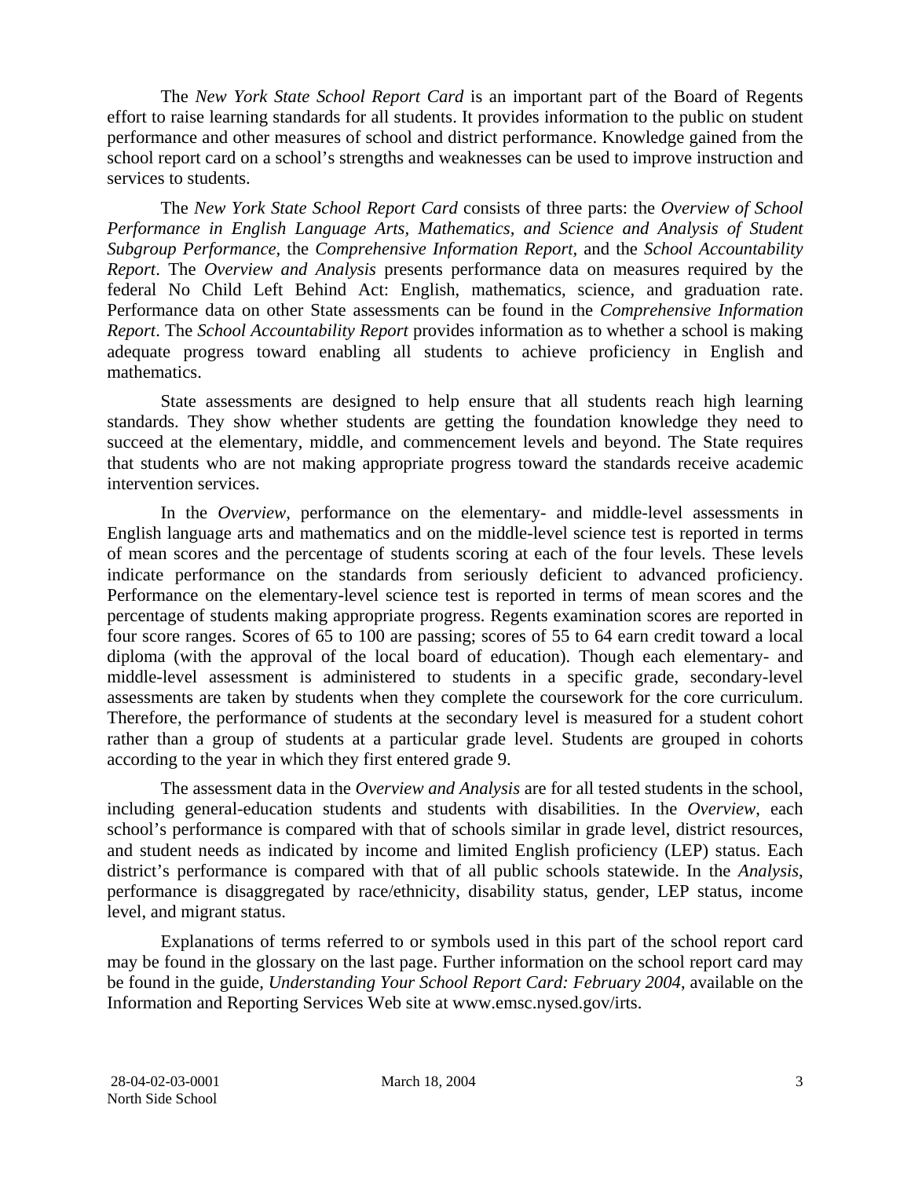The *New York State School Report Card* is an important part of the Board of Regents effort to raise learning standards for all students. It provides information to the public on student performance and other measures of school and district performance. Knowledge gained from the school report card on a school's strengths and weaknesses can be used to improve instruction and services to students.

The *New York State School Report Card* consists of three parts: the *Overview of School Performance in English Language Arts, Mathematics, and Science and Analysis of Student Subgroup Performance,* the *Comprehensive Information Report,* and the *School Accountability Report*. The *Overview and Analysis* presents performance data on measures required by the federal No Child Left Behind Act: English, mathematics, science, and graduation rate. Performance data on other State assessments can be found in the *Comprehensive Information Report*. The *School Accountability Report* provides information as to whether a school is making adequate progress toward enabling all students to achieve proficiency in English and mathematics.

State assessments are designed to help ensure that all students reach high learning standards. They show whether students are getting the foundation knowledge they need to succeed at the elementary, middle, and commencement levels and beyond. The State requires that students who are not making appropriate progress toward the standards receive academic intervention services.

In the *Overview*, performance on the elementary- and middle-level assessments in English language arts and mathematics and on the middle-level science test is reported in terms of mean scores and the percentage of students scoring at each of the four levels. These levels indicate performance on the standards from seriously deficient to advanced proficiency. Performance on the elementary-level science test is reported in terms of mean scores and the percentage of students making appropriate progress. Regents examination scores are reported in four score ranges. Scores of 65 to 100 are passing; scores of 55 to 64 earn credit toward a local diploma (with the approval of the local board of education). Though each elementary- and middle-level assessment is administered to students in a specific grade, secondary-level assessments are taken by students when they complete the coursework for the core curriculum. Therefore, the performance of students at the secondary level is measured for a student cohort rather than a group of students at a particular grade level. Students are grouped in cohorts according to the year in which they first entered grade 9.

The assessment data in the *Overview and Analysis* are for all tested students in the school, including general-education students and students with disabilities. In the *Overview*, each school's performance is compared with that of schools similar in grade level, district resources, and student needs as indicated by income and limited English proficiency (LEP) status. Each district's performance is compared with that of all public schools statewide. In the *Analysis*, performance is disaggregated by race/ethnicity, disability status, gender, LEP status, income level, and migrant status.

Explanations of terms referred to or symbols used in this part of the school report card may be found in the glossary on the last page. Further information on the school report card may be found in the guide, *Understanding Your School Report Card: February 2004*, available on the Information and Reporting Services Web site at www.emsc.nysed.gov/irts.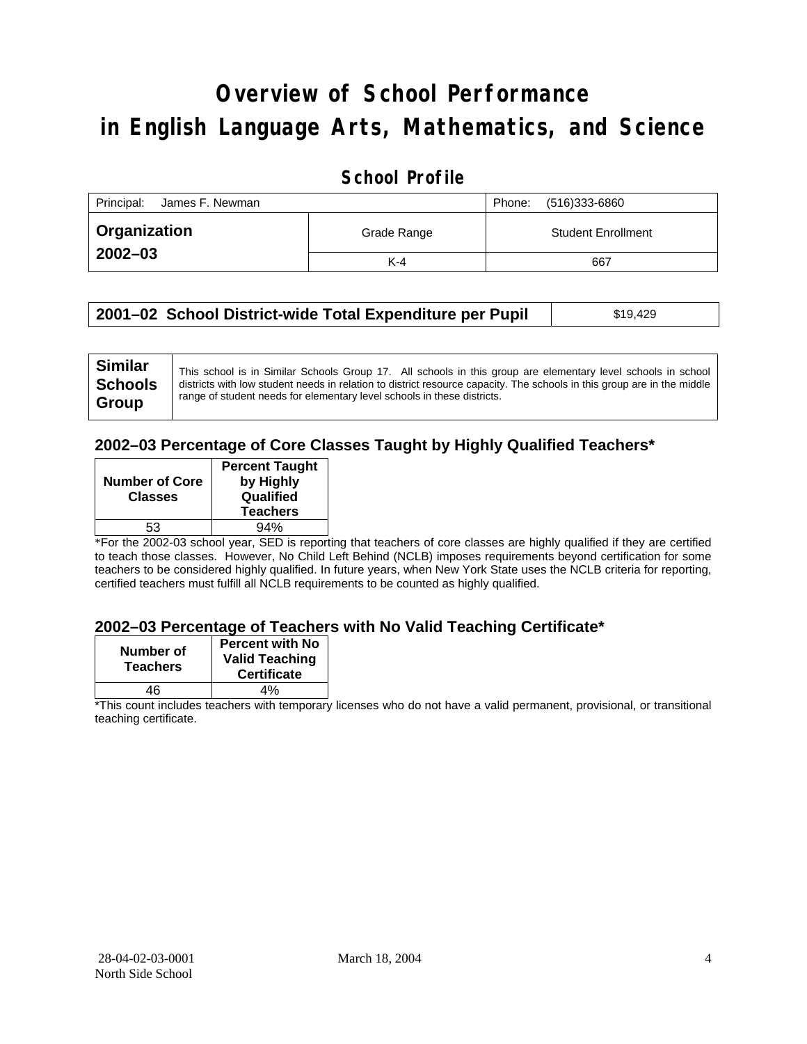# Overview of School Performance in English Language Arts, Mathematics, and Science

## School Profile

| Principal: James F. Newman | | Phone: (516)333-6860 |
|---|---|---|
| **Organization 2002–03** | Grade Range | Student Enrollment |
| | K-4 | 667 |

| **2001–02 School District-wide Total Expenditure per Pupil** | $19,429 |
|---|---|

| **Similar Schools Group** | This school is in Similar Schools Group 17. All schools in this group are elementary level schools in school districts with low student needs in relation to district resource capacity. The schools in this group are in the middle range of student needs for elementary level schools in these districts. |
|---|---|

### 2002–03 Percentage of Core Classes Taught by Highly Qualified Teachers*

| Number of Core Classes | Percent Taught by Highly Qualified Teachers |
|---|---|
| 53 | 94% |

*For the 2002-03 school year, SED is reporting that teachers of core classes are highly qualified if they are certified to teach those classes. However, No Child Left Behind (NCLB) imposes requirements beyond certification for some teachers to be considered highly qualified. In future years, when New York State uses the NCLB criteria for reporting, certified teachers must fulfill all NCLB requirements to be counted as highly qualified.

### 2002–03 Percentage of Teachers with No Valid Teaching Certificate*

| Number of Teachers | Percent with No Valid Teaching Certificate |
|---|---|
| 46 | 4% |

*This count includes teachers with temporary licenses who do not have a valid permanent, provisional, or transitional teaching certificate.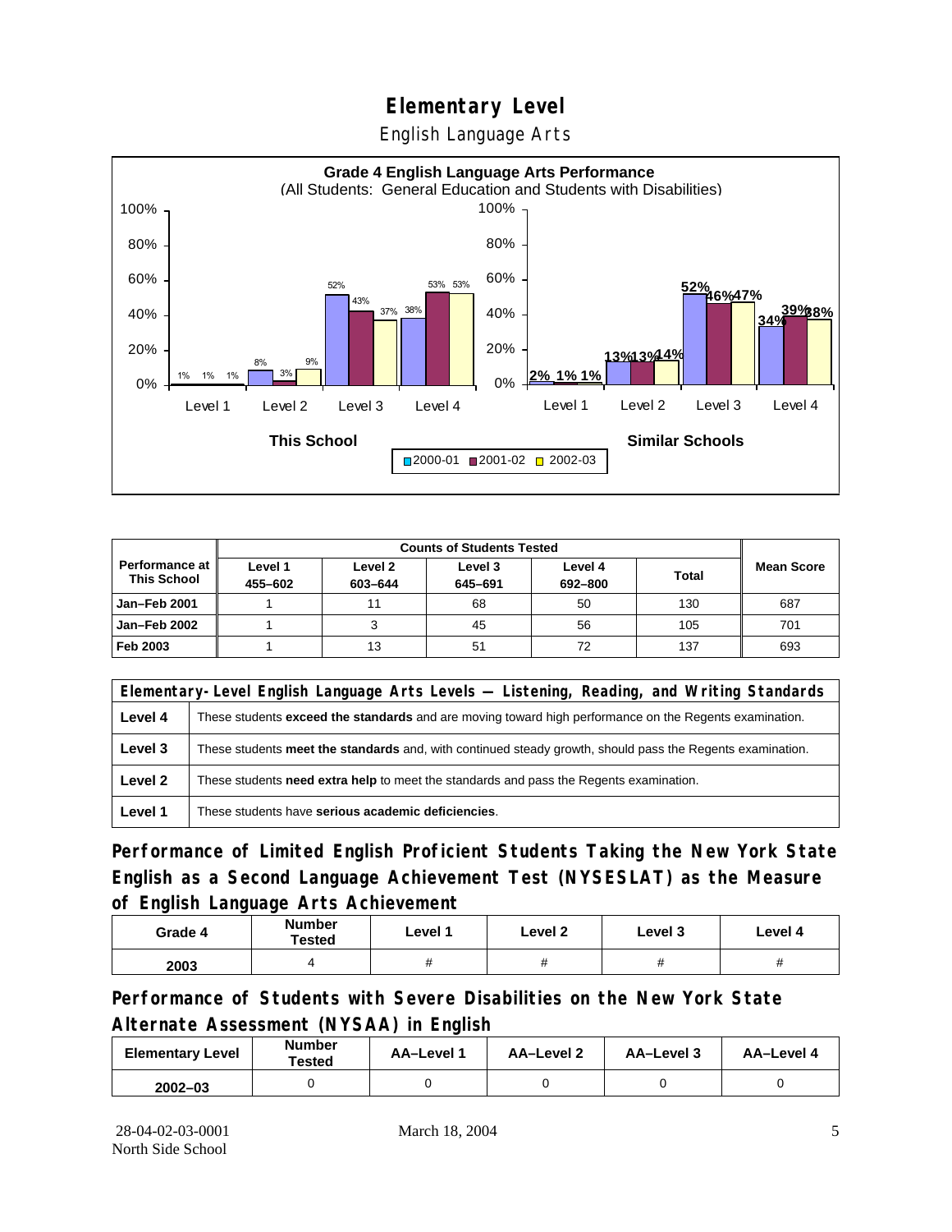# Elementary Level

English Language Arts

**Grade 4 English Language Arts Performance**
(All Students: General Education and Students with Disabilities)

| | This School 2000-01 | This School 2001-02 | This School 2002-03 | Similar Schools 2000-01 | Similar Schools 2001-02 | Similar Schools 2002-03 |
|---|---|---|---|---|---|---|
| Level 1 | 1% | 1% | 1% | 2% | 1% | 1% |
| Level 2 | 8% | 3% | 9% | 13% | 13% | 14% |
| Level 3 | 52% | 43% | 37% | 52% | 46% | 47% |
| Level 4 | 38% | 53% | 53% | 34% | 39% | 38% |

| Performance at This School | Counts of Students Tested | | | | | Mean Score |
|---|---|---|---|---|---|---|
| | Level 1 455–602 | Level 2 603–644 | Level 3 645–691 | Level 4 692–800 | Total | |
| Jan–Feb 2001 | 1 | 11 | 68 | 50 | 130 | 687 |
| Jan–Feb 2002 | 1 | 3 | 45 | 56 | 105 | 701 |
| Feb 2003 | 1 | 13 | 51 | 72 | 137 | 693 |

| Elementary-Level English Language Arts Levels — Listening, Reading, and Writing Standards | |
|---|---|
| Level 4 | These students **exceed the standards** and are moving toward high performance on the Regents examination. |
| Level 3 | These students **meet the standards** and, with continued steady growth, should pass the Regents examination. |
| Level 2 | These students **need extra help** to meet the standards and pass the Regents examination. |
| Level 1 | These students have **serious academic deficiencies**. |

## Performance of Limited English Proficient Students Taking the New York State English as a Second Language Achievement Test (NYSESLAT) as the Measure of English Language Arts Achievement

| Grade 4 | Number Tested | Level 1 | Level 2 | Level 3 | Level 4 |
|---|---|---|---|---|---|
| 2003 | 4 | # | # | # | # |

## Performance of Students with Severe Disabilities on the New York State Alternate Assessment (NYSAA) in English

| Elementary Level | Number Tested | AA–Level 1 | AA–Level 2 | AA–Level 3 | AA–Level 4 |
|---|---|---|---|---|---|
| 2002–03 | 0 | 0 | 0 | 0 | 0 |

28-04-02-03-0001
North Side School

March 18, 2004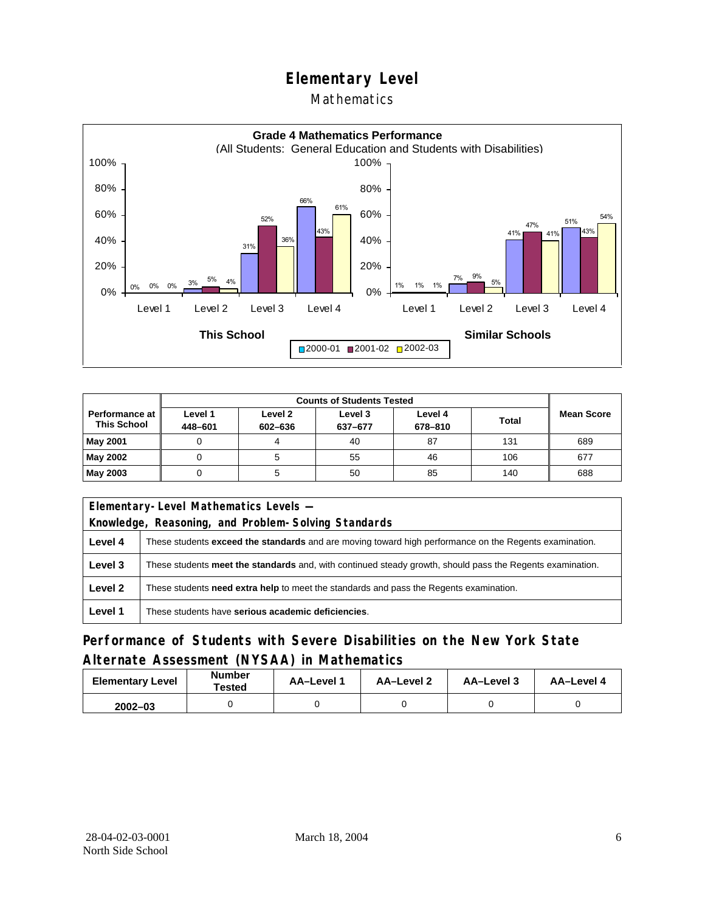# Elementary Level

## Mathematics

**Grade 4 Mathematics Performance**
(All Students: General Education and Students with Disabilities)

| | This School 2000-01 | This School 2001-02 | This School 2002-03 | Similar Schools 2000-01 | Similar Schools 2001-02 | Similar Schools 2002-03 |
|---|---|---|---|---|---|---|
| Level 1 | 0% | 0% | 0% | 1% | 1% | 1% |
| Level 2 | 3% | 5% | 4% | 7% | 9% | 5% |
| Level 3 | 31% | 52% | 36% | 41% | 47% | 41% |
| Level 4 | 66% | 43% | 61% | 51% | 43% | 54% |

| Performance at This School | Counts of Students Tested | | | | | Mean Score |
|---|---|---|---|---|---|---|
| | Level 1 448–601 | Level 2 602–636 | Level 3 637–677 | Level 4 678–810 | Total | |
| **May 2001** | 0 | 4 | 40 | 87 | 131 | 689 |
| **May 2002** | 0 | 5 | 55 | 46 | 106 | 677 |
| **May 2003** | 0 | 5 | 50 | 85 | 140 | 688 |

| Elementary-Level Mathematics Levels — Knowledge, Reasoning, and Problem-Solving Standards | |
|---|---|
| **Level 4** | These students **exceed the standards** and are moving toward high performance on the Regents examination. |
| **Level 3** | These students **meet the standards** and, with continued steady growth, should pass the Regents examination. |
| **Level 2** | These students **need extra help** to meet the standards and pass the Regents examination. |
| **Level 1** | These students have **serious academic deficiencies**. |

## Performance of Students with Severe Disabilities on the New York State Alternate Assessment (NYSAA) in Mathematics

| Elementary Level | Number Tested | AA–Level 1 | AA–Level 2 | AA–Level 3 | AA–Level 4 |
|---|---|---|---|---|---|
| 2002–03 | 0 | 0 | 0 | 0 | 0 |

28-04-02-03-0001
North Side School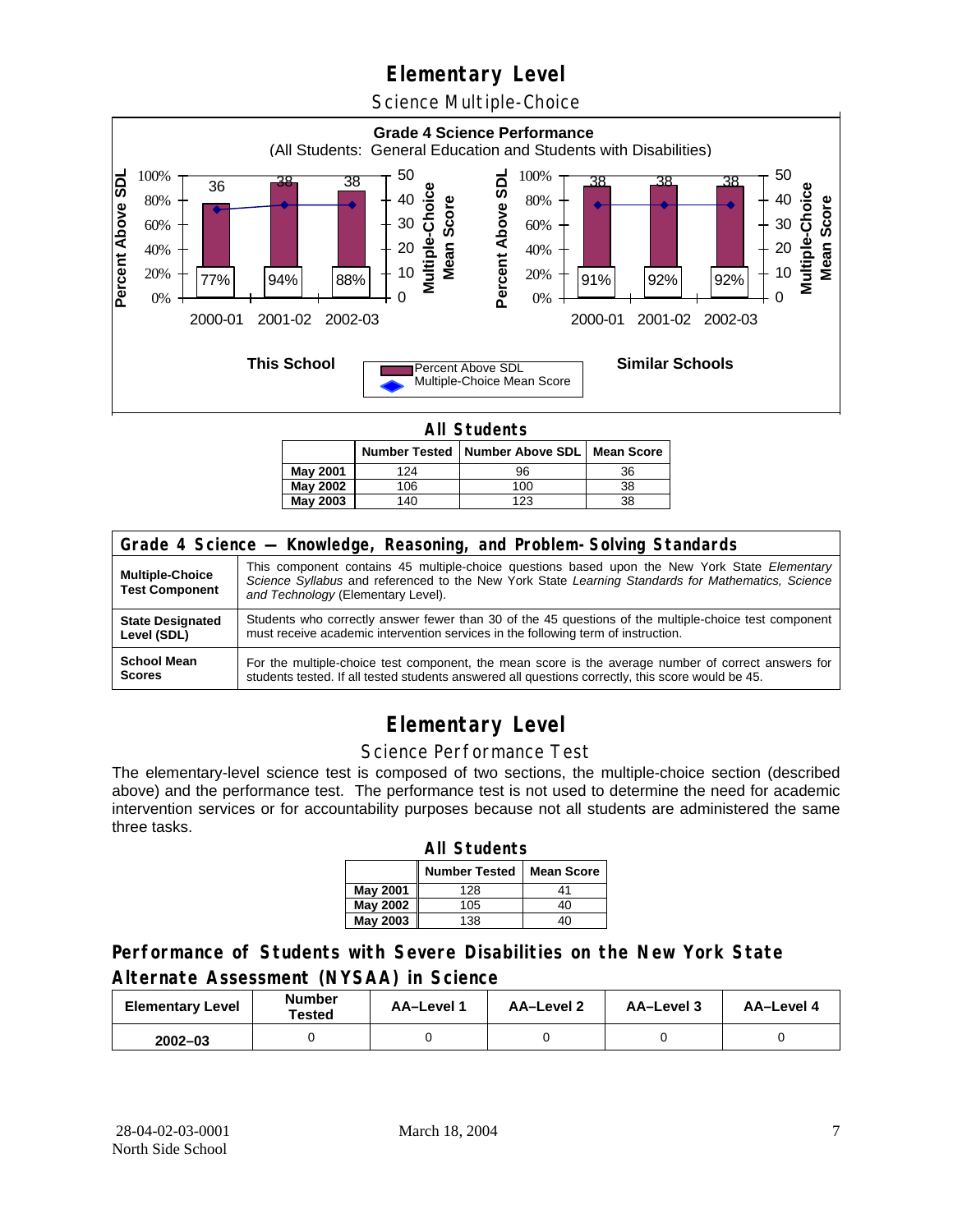# Elementary Level

## Science Multiple-Choice

**Grade 4 Science Performance**
(All Students: General Education and Students with Disabilities)

**This School**

| | 2000-01 | 2001-02 | 2002-03 |
|---|---|---|---|
| Percent Above SDL | 77% | 94% | 88% |
| Multiple-Choice Mean Score | 36 | 38 | 38 |

**Similar Schools**

| | 2000-01 | 2001-02 | 2002-03 |
|---|---|---|---|
| Percent Above SDL | 91% | 92% | 92% |
| Multiple-Choice Mean Score | 38 | 38 | 38 |

**All Students**

| | Number Tested | Number Above SDL | Mean Score |
|---|---|---|---|
| May 2001 | 124 | 96 | 36 |
| May 2002 | 106 | 100 | 38 |
| May 2003 | 140 | 123 | 38 |

| Grade 4 Science — Knowledge, Reasoning, and Problem-Solving Standards | |
|---|---|
| **Multiple-Choice Test Component** | This component contains 45 multiple-choice questions based upon the New York State *Elementary Science Syllabus* and referenced to the New York State *Learning Standards for Mathematics, Science and Technology* (Elementary Level). |
| **State Designated Level (SDL)** | Students who correctly answer fewer than 30 of the 45 questions of the multiple-choice test component must receive academic intervention services in the following term of instruction. |
| **School Mean Scores** | For the multiple-choice test component, the mean score is the average number of correct answers for students tested. If all tested students answered all questions correctly, this score would be 45. |

# Elementary Level

## Science Performance Test

The elementary-level science test is composed of two sections, the multiple-choice section (described above) and the performance test. The performance test is not used to determine the need for academic intervention services or for accountability purposes because not all students are administered the same three tasks.

**All Students**

| | Number Tested | Mean Score |
|---|---|---|
| May 2001 | 128 | 41 |
| May 2002 | 105 | 40 |
| May 2003 | 138 | 40 |

## Performance of Students with Severe Disabilities on the New York State Alternate Assessment (NYSAA) in Science

| Elementary Level | Number Tested | AA–Level 1 | AA–Level 2 | AA–Level 3 | AA–Level 4 |
|---|---|---|---|---|---|
| 2002–03 | 0 | 0 | 0 | 0 | 0 |

28-04-02-03-0001
North Side School

March 18, 2004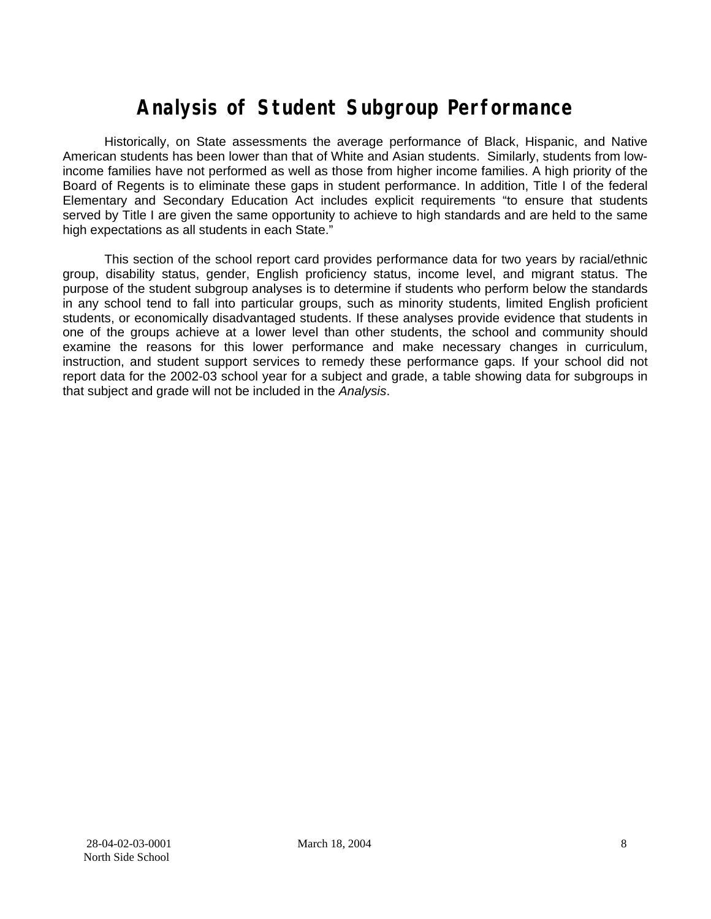# Analysis of Student Subgroup Performance

Historically, on State assessments the average performance of Black, Hispanic, and Native American students has been lower than that of White and Asian students. Similarly, students from low-income families have not performed as well as those from higher income families. A high priority of the Board of Regents is to eliminate these gaps in student performance. In addition, Title I of the federal Elementary and Secondary Education Act includes explicit requirements "to ensure that students served by Title I are given the same opportunity to achieve to high standards and are held to the same high expectations as all students in each State."

This section of the school report card provides performance data for two years by racial/ethnic group, disability status, gender, English proficiency status, income level, and migrant status. The purpose of the student subgroup analyses is to determine if students who perform below the standards in any school tend to fall into particular groups, such as minority students, limited English proficient students, or economically disadvantaged students. If these analyses provide evidence that students in one of the groups achieve at a lower level than other students, the school and community should examine the reasons for this lower performance and make necessary changes in curriculum, instruction, and student support services to remedy these performance gaps. If your school did not report data for the 2002-03 school year for a subject and grade, a table showing data for subgroups in that subject and grade will not be included in the *Analysis*.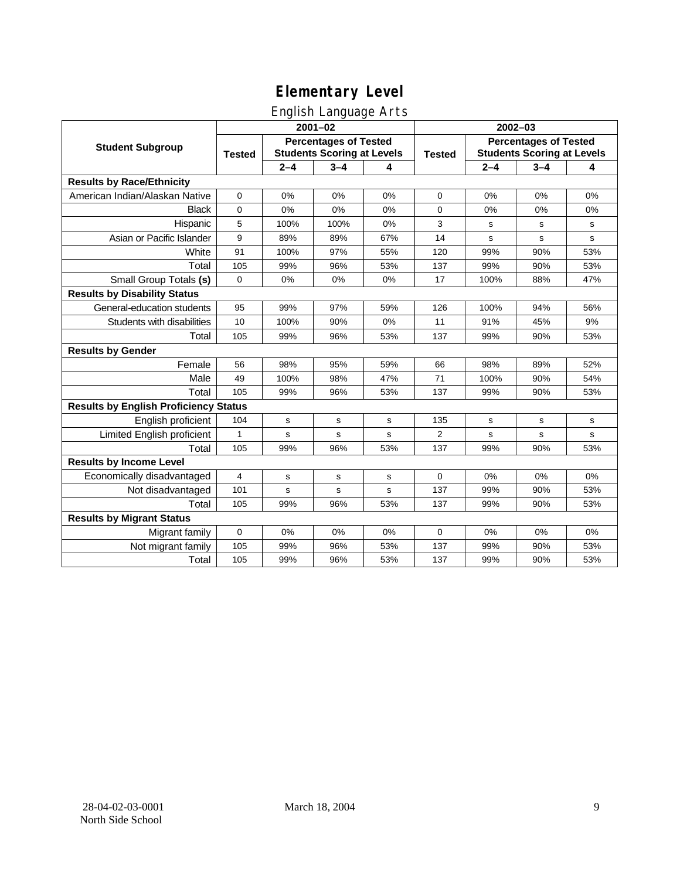# Elementary Level

## English Language Arts

| Student Subgroup | 2001–02 | | | | 2002–03 | | | |
|---|---|---|---|---|---|---|---|---|
| | Tested | Percentages of Tested Students Scoring at Levels | | | Tested | Percentages of Tested Students Scoring at Levels | | |
| | | 2–4 | 3–4 | 4 | | 2–4 | 3–4 | 4 |
| **Results by Race/Ethnicity** | | | | | | | | |
| American Indian/Alaskan Native | 0 | 0% | 0% | 0% | 0 | 0% | 0% | 0% |
| Black | 0 | 0% | 0% | 0% | 0 | 0% | 0% | 0% |
| Hispanic | 5 | 100% | 100% | 0% | 3 | s | s | s |
| Asian or Pacific Islander | 9 | 89% | 89% | 67% | 14 | s | s | s |
| White | 91 | 100% | 97% | 55% | 120 | 99% | 90% | 53% |
| Total | 105 | 99% | 96% | 53% | 137 | 99% | 90% | 53% |
| Small Group Totals **(s)** | 0 | 0% | 0% | 0% | 17 | 100% | 88% | 47% |
| **Results by Disability Status** | | | | | | | | |
| General-education students | 95 | 99% | 97% | 59% | 126 | 100% | 94% | 56% |
| Students with disabilities | 10 | 100% | 90% | 0% | 11 | 91% | 45% | 9% |
| Total | 105 | 99% | 96% | 53% | 137 | 99% | 90% | 53% |
| **Results by Gender** | | | | | | | | |
| Female | 56 | 98% | 95% | 59% | 66 | 98% | 89% | 52% |
| Male | 49 | 100% | 98% | 47% | 71 | 100% | 90% | 54% |
| Total | 105 | 99% | 96% | 53% | 137 | 99% | 90% | 53% |
| **Results by English Proficiency Status** | | | | | | | | |
| English proficient | 104 | s | s | s | 135 | s | s | s |
| Limited English proficient | 1 | s | s | s | 2 | s | s | s |
| Total | 105 | 99% | 96% | 53% | 137 | 99% | 90% | 53% |
| **Results by Income Level** | | | | | | | | |
| Economically disadvantaged | 4 | s | s | s | 0 | 0% | 0% | 0% |
| Not disadvantaged | 101 | s | s | s | 137 | 99% | 90% | 53% |
| Total | 105 | 99% | 96% | 53% | 137 | 99% | 90% | 53% |
| **Results by Migrant Status** | | | | | | | | |
| Migrant family | 0 | 0% | 0% | 0% | 0 | 0% | 0% | 0% |
| Not migrant family | 105 | 99% | 96% | 53% | 137 | 99% | 90% | 53% |
| Total | 105 | 99% | 96% | 53% | 137 | 99% | 90% | 53% |

28-04-02-03-0001
North Side School

March 18, 2004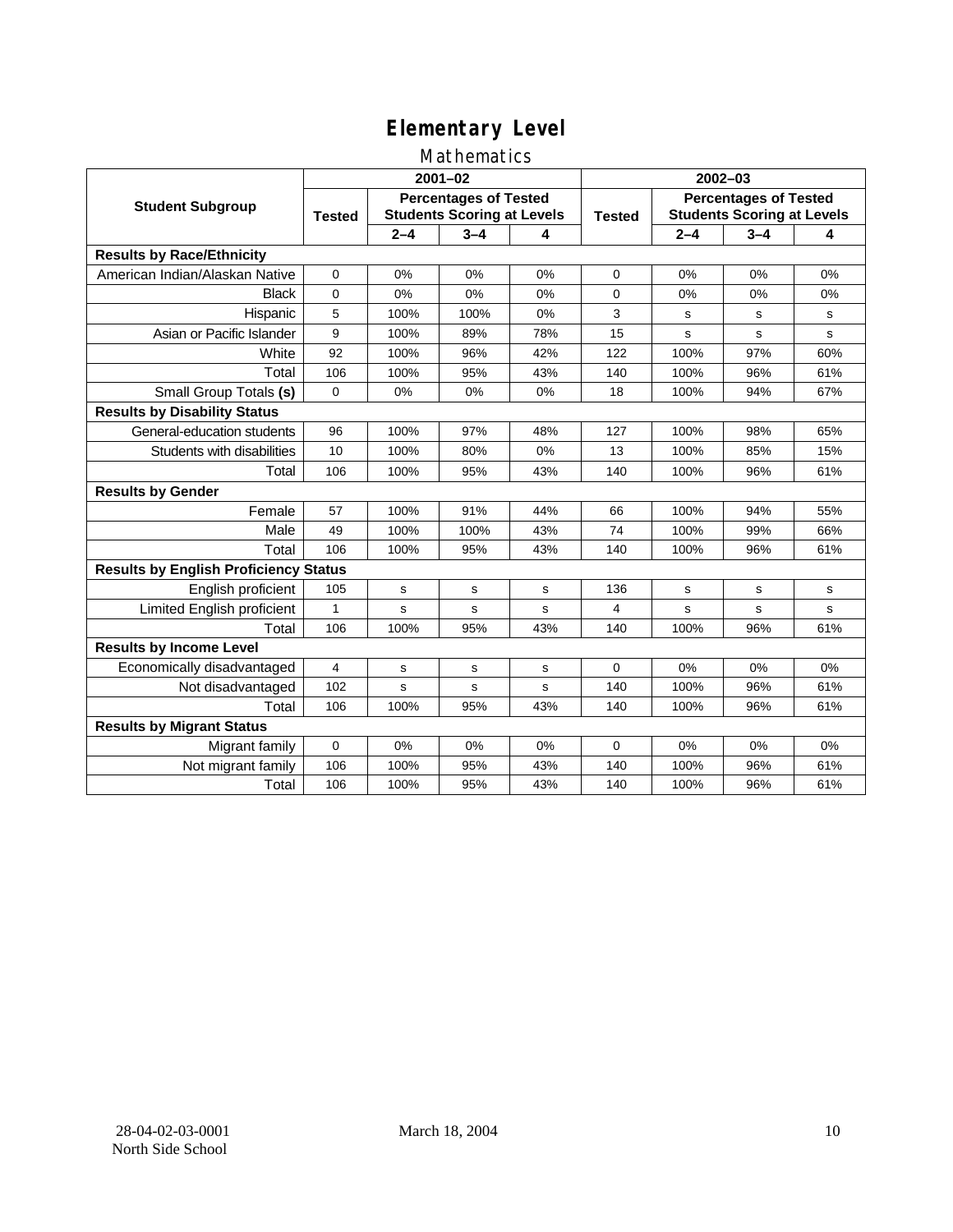# Elementary Level

## Mathematics

| Student Subgroup | 2001–02 | | | | 2002–03 | | | |
|---|---|---|---|---|---|---|---|---|
| | Tested | Percentages of Tested Students Scoring at Levels | | | Tested | Percentages of Tested Students Scoring at Levels | | |
| | | 2–4 | 3–4 | 4 | | 2–4 | 3–4 | 4 |
| **Results by Race/Ethnicity** | | | | | | | | |
| American Indian/Alaskan Native | 0 | 0% | 0% | 0% | 0 | 0% | 0% | 0% |
| Black | 0 | 0% | 0% | 0% | 0 | 0% | 0% | 0% |
| Hispanic | 5 | 100% | 100% | 0% | 3 | s | s | s |
| Asian or Pacific Islander | 9 | 100% | 89% | 78% | 15 | s | s | s |
| White | 92 | 100% | 96% | 42% | 122 | 100% | 97% | 60% |
| Total | 106 | 100% | 95% | 43% | 140 | 100% | 96% | 61% |
| Small Group Totals **(s)** | 0 | 0% | 0% | 0% | 18 | 100% | 94% | 67% |
| **Results by Disability Status** | | | | | | | | |
| General-education students | 96 | 100% | 97% | 48% | 127 | 100% | 98% | 65% |
| Students with disabilities | 10 | 100% | 80% | 0% | 13 | 100% | 85% | 15% |
| Total | 106 | 100% | 95% | 43% | 140 | 100% | 96% | 61% |
| **Results by Gender** | | | | | | | | |
| Female | 57 | 100% | 91% | 44% | 66 | 100% | 94% | 55% |
| Male | 49 | 100% | 100% | 43% | 74 | 100% | 99% | 66% |
| Total | 106 | 100% | 95% | 43% | 140 | 100% | 96% | 61% |
| **Results by English Proficiency Status** | | | | | | | | |
| English proficient | 105 | s | s | s | 136 | s | s | s |
| Limited English proficient | 1 | s | s | s | 4 | s | s | s |
| Total | 106 | 100% | 95% | 43% | 140 | 100% | 96% | 61% |
| **Results by Income Level** | | | | | | | | |
| Economically disadvantaged | 4 | s | s | s | 0 | 0% | 0% | 0% |
| Not disadvantaged | 102 | s | s | s | 140 | 100% | 96% | 61% |
| Total | 106 | 100% | 95% | 43% | 140 | 100% | 96% | 61% |
| **Results by Migrant Status** | | | | | | | | |
| Migrant family | 0 | 0% | 0% | 0% | 0 | 0% | 0% | 0% |
| Not migrant family | 106 | 100% | 95% | 43% | 140 | 100% | 96% | 61% |
| Total | 106 | 100% | 95% | 43% | 140 | 100% | 96% | 61% |

28-04-02-03-0001
North Side School

March 18, 2004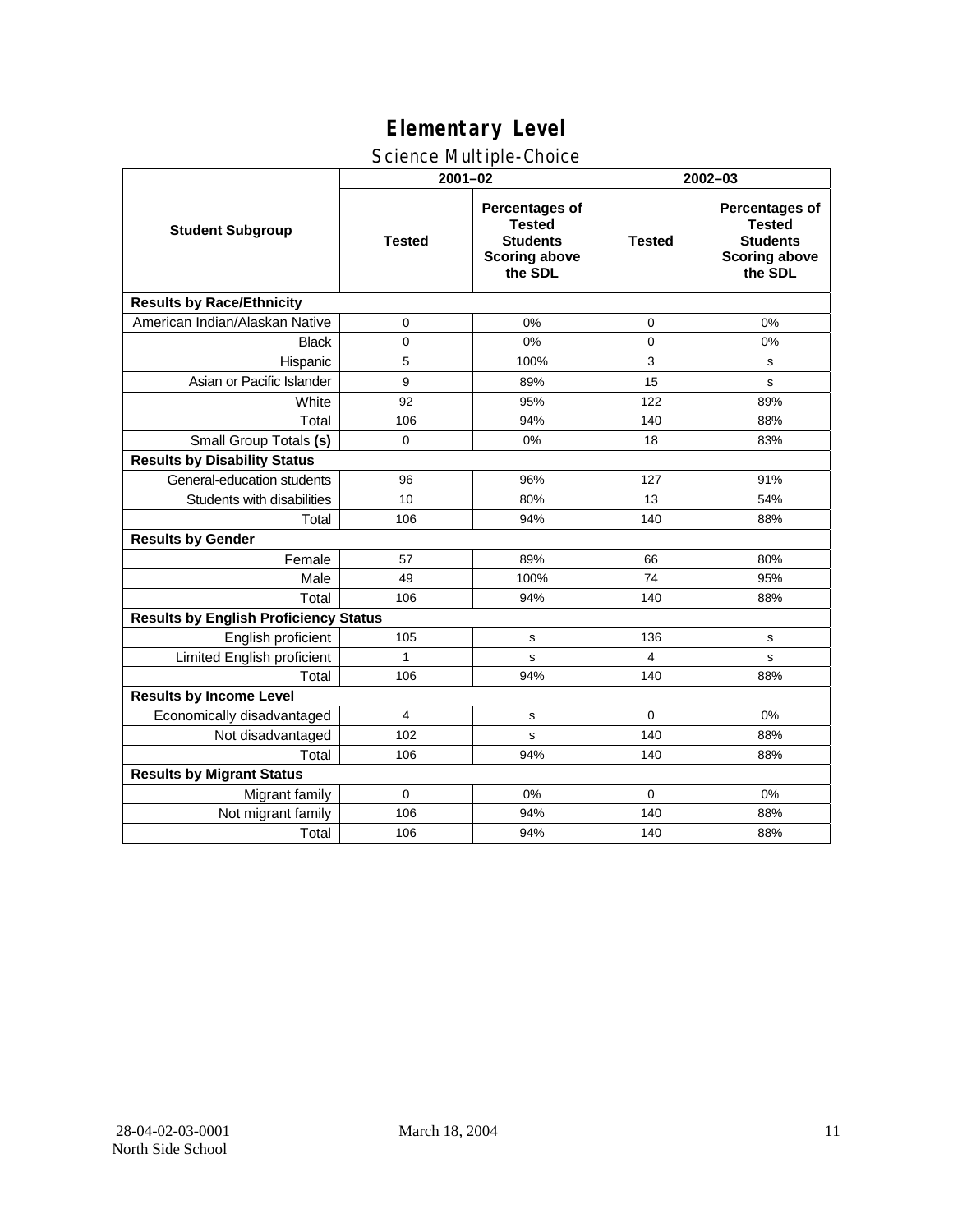# Elementary Level

## Science Multiple-Choice

| Student Subgroup | 2001–02 | | 2002–03 | |
|---|---|---|---|---|
| | Tested | Percentages of Tested Students Scoring above the SDL | Tested | Percentages of Tested Students Scoring above the SDL |
| **Results by Race/Ethnicity** | | | | |
| American Indian/Alaskan Native | 0 | 0% | 0 | 0% |
| Black | 0 | 0% | 0 | 0% |
| Hispanic | 5 | 100% | 3 | s |
| Asian or Pacific Islander | 9 | 89% | 15 | s |
| White | 92 | 95% | 122 | 89% |
| Total | 106 | 94% | 140 | 88% |
| Small Group Totals **(s)** | 0 | 0% | 18 | 83% |
| **Results by Disability Status** | | | | |
| General-education students | 96 | 96% | 127 | 91% |
| Students with disabilities | 10 | 80% | 13 | 54% |
| Total | 106 | 94% | 140 | 88% |
| **Results by Gender** | | | | |
| Female | 57 | 89% | 66 | 80% |
| Male | 49 | 100% | 74 | 95% |
| Total | 106 | 94% | 140 | 88% |
| **Results by English Proficiency Status** | | | | |
| English proficient | 105 | s | 136 | s |
| Limited English proficient | 1 | s | 4 | s |
| Total | 106 | 94% | 140 | 88% |
| **Results by Income Level** | | | | |
| Economically disadvantaged | 4 | s | 0 | 0% |
| Not disadvantaged | 102 | s | 140 | 88% |
| Total | 106 | 94% | 140 | 88% |
| **Results by Migrant Status** | | | | |
| Migrant family | 0 | 0% | 0 | 0% |
| Not migrant family | 106 | 94% | 140 | 88% |
| Total | 106 | 94% | 140 | 88% |

28-04-02-03-0001 North Side School — March 18, 2004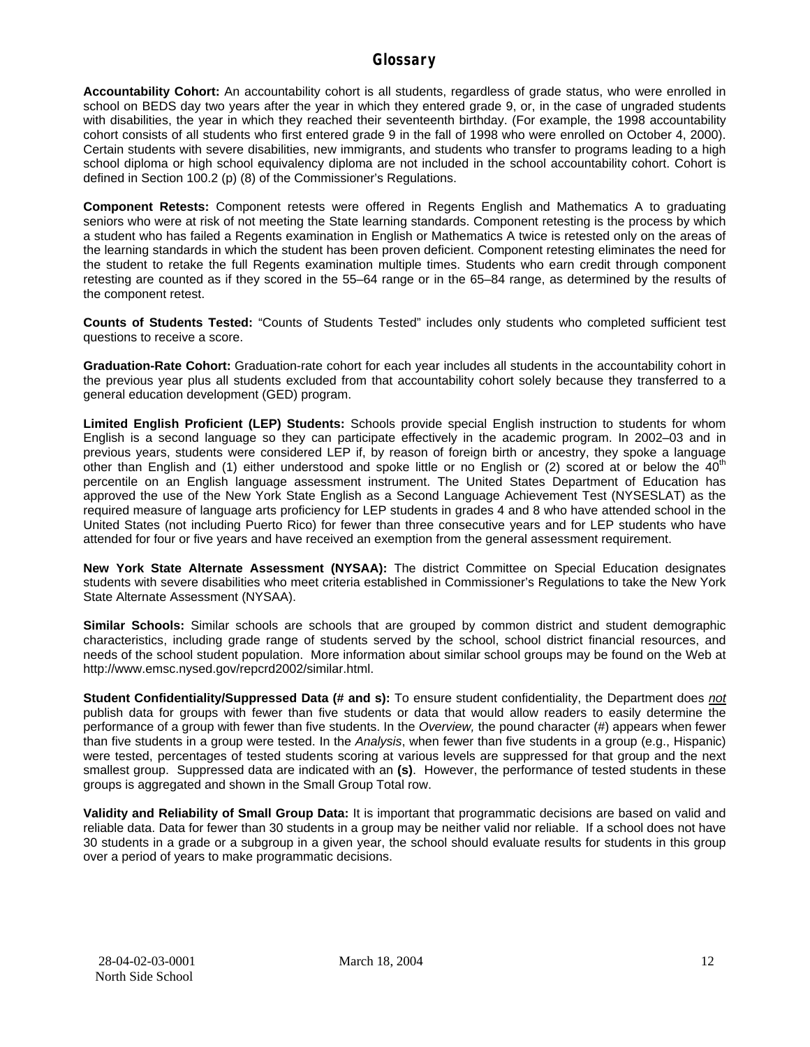# Glossary

**Accountability Cohort:** An accountability cohort is all students, regardless of grade status, who were enrolled in school on BEDS day two years after the year in which they entered grade 9, or, in the case of ungraded students with disabilities, the year in which they reached their seventeenth birthday. (For example, the 1998 accountability cohort consists of all students who first entered grade 9 in the fall of 1998 who were enrolled on October 4, 2000). Certain students with severe disabilities, new immigrants, and students who transfer to programs leading to a high school diploma or high school equivalency diploma are not included in the school accountability cohort. Cohort is defined in Section 100.2 (p) (8) of the Commissioner's Regulations.

**Component Retests:** Component retests were offered in Regents English and Mathematics A to graduating seniors who were at risk of not meeting the State learning standards. Component retesting is the process by which a student who has failed a Regents examination in English or Mathematics A twice is retested only on the areas of the learning standards in which the student has been proven deficient. Component retesting eliminates the need for the student to retake the full Regents examination multiple times. Students who earn credit through component retesting are counted as if they scored in the 55–64 range or in the 65–84 range, as determined by the results of the component retest.

**Counts of Students Tested:** "Counts of Students Tested" includes only students who completed sufficient test questions to receive a score.

**Graduation-Rate Cohort:** Graduation-rate cohort for each year includes all students in the accountability cohort in the previous year plus all students excluded from that accountability cohort solely because they transferred to a general education development (GED) program.

**Limited English Proficient (LEP) Students:** Schools provide special English instruction to students for whom English is a second language so they can participate effectively in the academic program. In 2002–03 and in previous years, students were considered LEP if, by reason of foreign birth or ancestry, they spoke a language other than English and (1) either understood and spoke little or no English or (2) scored at or below the 40th percentile on an English language assessment instrument. The United States Department of Education has approved the use of the New York State English as a Second Language Achievement Test (NYSESLAT) as the required measure of language arts proficiency for LEP students in grades 4 and 8 who have attended school in the United States (not including Puerto Rico) for fewer than three consecutive years and for LEP students who have attended for four or five years and have received an exemption from the general assessment requirement.

**New York State Alternate Assessment (NYSAA):** The district Committee on Special Education designates students with severe disabilities who meet criteria established in Commissioner's Regulations to take the New York State Alternate Assessment (NYSAA).

**Similar Schools:** Similar schools are schools that are grouped by common district and student demographic characteristics, including grade range of students served by the school, school district financial resources, and needs of the school student population. More information about similar school groups may be found on the Web at http://www.emsc.nysed.gov/repcrd2002/similar.html.

**Student Confidentiality/Suppressed Data (# and s):** To ensure student confidentiality, the Department does *not* publish data for groups with fewer than five students or data that would allow readers to easily determine the performance of a group with fewer than five students. In the *Overview,* the pound character (#) appears when fewer than five students in a group were tested. In the *Analysis*, when fewer than five students in a group (e.g., Hispanic) were tested, percentages of tested students scoring at various levels are suppressed for that group and the next smallest group. Suppressed data are indicated with an **(s)**. However, the performance of tested students in these groups is aggregated and shown in the Small Group Total row.

**Validity and Reliability of Small Group Data:** It is important that programmatic decisions are based on valid and reliable data. Data for fewer than 30 students in a group may be neither valid nor reliable. If a school does not have 30 students in a grade or a subgroup in a given year, the school should evaluate results for students in this group over a period of years to make programmatic decisions.

28-04-02-03-0001
North Side School

March 18, 2004